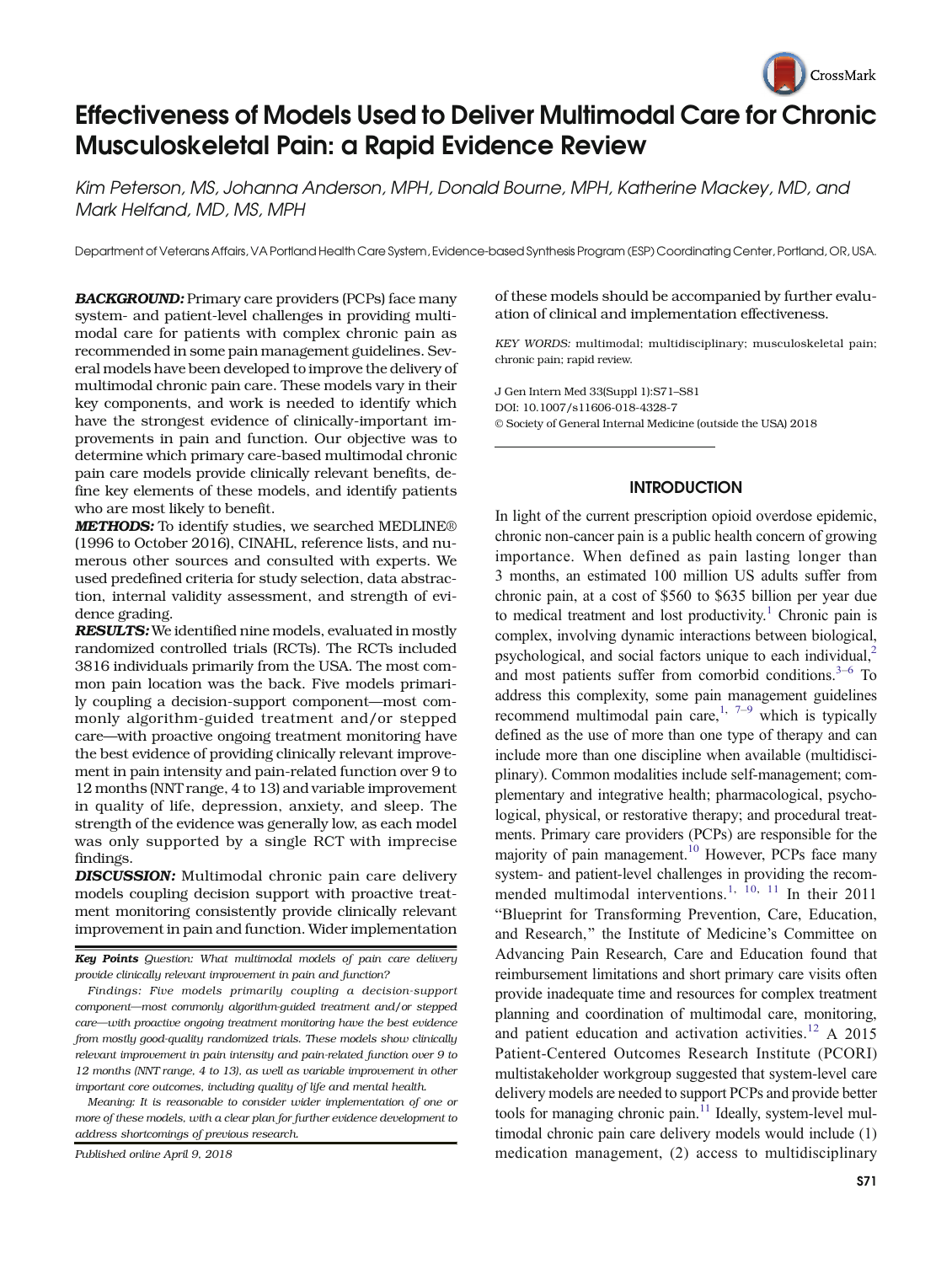# Effectiveness of Models Used to Deliver Multimodal Care for Chronic Musculoskeletal Pain: a Rapid Evidence Review

*Kim Peterson, MS, Johanna Anderson, MPH, Donald Bourne, MPH, Katherine Mackey, MD, and Mark Helfand, MD, MS, MPH*

Department of Veterans Affairs, VA Portland Health Care System, Evidence-based Synthesis Program (ESP) Coordinating Center, Portland, OR, USA.

***BACKGROUND:*** Primary care providers (PCPs) face many system- and patient-level challenges in providing multimodal care for patients with complex chronic pain as recommended in some pain management guidelines. Several models have been developed to improve the delivery of multimodal chronic pain care. These models vary in their key components, and work is needed to identify which have the strongest evidence of clinically-important improvements in pain and function. Our objective was to determine which primary care-based multimodal chronic pain care models provide clinically relevant benefits, define key elements of these models, and identify patients who are most likely to benefit.

***METHODS:*** To identify studies, we searched MEDLINE® (1996 to October 2016), CINAHL, reference lists, and numerous other sources and consulted with experts. We used predefined criteria for study selection, data abstraction, internal validity assessment, and strength of evidence grading.

***RESULTS:*** We identified nine models, evaluated in mostly randomized controlled trials (RCTs). The RCTs included 3816 individuals primarily from the USA. The most common pain location was the back. Five models primarily coupling a decision-support component—most commonly algorithm-guided treatment and/or stepped care—with proactive ongoing treatment monitoring have the best evidence of providing clinically relevant improvement in pain intensity and pain-related function over 9 to 12 months (NNT range, 4 to 13) and variable improvement in quality of life, depression, anxiety, and sleep. The strength of the evidence was generally low, as each model was only supported by a single RCT with imprecise findings.

***DISCUSSION:*** Multimodal chronic pain care delivery models coupling decision support with proactive treatment monitoring consistently provide clinically relevant improvement in pain and function. Wider implementation of these models should be accompanied by further evaluation of clinical and implementation effectiveness.

*KEY WORDS:* multimodal; multidisciplinary; musculoskeletal pain; chronic pain; rapid review.

J Gen Intern Med 33(Suppl 1):S71–S81
DOI: 10.1007/s11606-018-4328-7
© Society of General Internal Medicine (outside the USA) 2018

***Key Points*** *Question: What multimodal models of pain care delivery provide clinically relevant improvement in pain and function?*

*Findings: Five models primarily coupling a decision-support component—most commonly algorithm-guided treatment and/or stepped care—with proactive ongoing treatment monitoring have the best evidence from mostly good-quality randomized trials. These models show clinically relevant improvement in pain intensity and pain-related function over 9 to 12 months (NNT range, 4 to 13), as well as variable improvement in other important core outcomes, including quality of life and mental health.*

*Meaning: It is reasonable to consider wider implementation of one or more of these models, with a clear plan for further evidence development to address shortcomings of previous research.*

*Published online April 9, 2018*

## INTRODUCTION

In light of the current prescription opioid overdose epidemic, chronic non-cancer pain is a public health concern of growing importance. When defined as pain lasting longer than 3 months, an estimated 100 million US adults suffer from chronic pain, at a cost of $560 to $635 billion per year due to medical treatment and lost productivity.[1] Chronic pain is complex, involving dynamic interactions between biological, psychological, and social factors unique to each individual,[2] and most patients suffer from comorbid conditions.[3–6] To address this complexity, some pain management guidelines recommend multimodal pain care,[1, 7–9] which is typically defined as the use of more than one type of therapy and can include more than one discipline when available (multidisciplinary). Common modalities include self-management; complementary and integrative health; pharmacological, psychological, physical, or restorative therapy; and procedural treatments. Primary care providers (PCPs) are responsible for the majority of pain management.[10] However, PCPs face many system- and patient-level challenges in providing the recommended multimodal interventions.[1, 10, 11] In their 2011 "Blueprint for Transforming Prevention, Care, Education, and Research," the Institute of Medicine's Committee on Advancing Pain Research, Care and Education found that reimbursement limitations and short primary care visits often provide inadequate time and resources for complex treatment planning and coordination of multimodal care, monitoring, and patient education and activation activities.[12] A 2015 Patient-Centered Outcomes Research Institute (PCORI) multistakeholder workgroup suggested that system-level care delivery models are needed to support PCPs and provide better tools for managing chronic pain.[11] Ideally, system-level multimodal chronic pain care delivery models would include (1) medication management, (2) access to multidisciplinary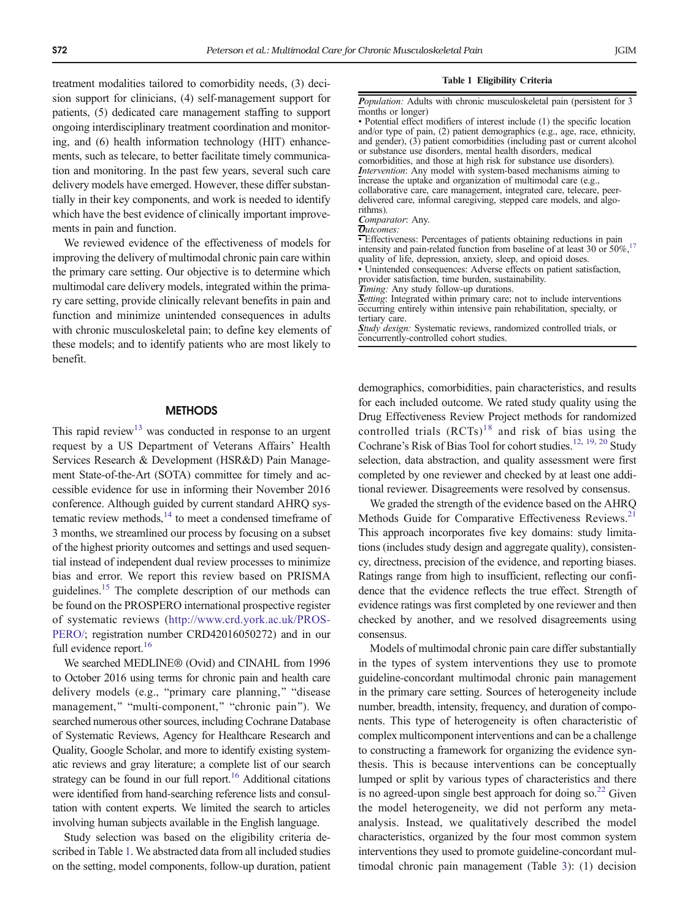treatment modalities tailored to comorbidity needs, (3) decision support for clinicians, (4) self-management support for patients, (5) dedicated care management staffing to support ongoing interdisciplinary treatment coordination and monitoring, and (6) health information technology (HIT) enhancements, such as telecare, to better facilitate timely communication and monitoring. In the past few years, several such care delivery models have emerged. However, these differ substantially in their key components, and work is needed to identify which have the best evidence of clinically important improvements in pain and function.

We reviewed evidence of the effectiveness of models for improving the delivery of multimodal chronic pain care within the primary care setting. Our objective is to determine which multimodal care delivery models, integrated within the primary care setting, provide clinically relevant benefits in pain and function and minimize unintended consequences in adults with chronic musculoskeletal pain; to define key elements of these models; and to identify patients who are most likely to benefit.

## METHODS

This rapid review[13] was conducted in response to an urgent request by a US Department of Veterans Affairs' Health Services Research & Development (HSR&D) Pain Management State-of-the-Art (SOTA) committee for timely and accessible evidence for use in informing their November 2016 conference. Although guided by current standard AHRQ systematic review methods,[14] to meet a condensed timeframe of 3 months, we streamlined our process by focusing on a subset of the highest priority outcomes and settings and used sequential instead of independent dual review processes to minimize bias and error. We report this review based on PRISMA guidelines.[15] The complete description of our methods can be found on the PROSPERO international prospective register of systematic reviews (http://www.crd.york.ac.uk/PROSPERO/; registration number CRD42016050272) and in our full evidence report.[16]

We searched MEDLINE® (Ovid) and CINAHL from 1996 to October 2016 using terms for chronic pain and health care delivery models (e.g., "primary care planning," "disease management," "multi-component," "chronic pain"). We searched numerous other sources, including Cochrane Database of Systematic Reviews, Agency for Healthcare Research and Quality, Google Scholar, and more to identify existing systematic reviews and gray literature; a complete list of our search strategy can be found in our full report.[16] Additional citations were identified from hand-searching reference lists and consultation with content experts. We limited the search to articles involving human subjects available in the English language.

Study selection was based on the eligibility criteria described in Table 1. We abstracted data from all included studies on the setting, model components, follow-up duration, patient demographics, comorbidities, pain characteristics, and results for each included outcome. We rated study quality using the Drug Effectiveness Review Project methods for randomized controlled trials (RCTs)[18] and risk of bias using the Cochrane's Risk of Bias Tool for cohort studies.[12, 19, 20] Study selection, data abstraction, and quality assessment were first completed by one reviewer and checked by at least one additional reviewer. Disagreements were resolved by consensus.

**Table 1 Eligibility Criteria**

| |
|---|
| ***P****opulation:* Adults with chronic musculoskeletal pain (persistent for 3 months or longer) |
| • Potential effect modifiers of interest include (1) the specific location and/or type of pain, (2) patient demographics (e.g., age, race, ethnicity, and gender), (3) patient comorbidities (including past or current alcohol or substance use disorders, mental health disorders, medical comorbidities, and those at high risk for substance use disorders). |
| ***I****ntervention*: Any model with system-based mechanisms aiming to increase the uptake and organization of multimodal care (e.g., collaborative care, care management, integrated care, telecare, peer-delivered care, informal caregiving, stepped care models, and algorithms). |
| ***C****omparator*: Any. |
| ***O****utcomes:* |
| • Effectiveness: Percentages of patients obtaining reductions in pain intensity and pain-related function from baseline of at least 30 or 50%,[17] quality of life, depression, anxiety, sleep, and opioid doses. |
| • Unintended consequences: Adverse effects on patient satisfaction, provider satisfaction, time burden, sustainability. |
| ***T****iming:* Any study follow-up durations. |
| ***S****etting*: Integrated within primary care; not to include interventions occurring entirely within intensive pain rehabilitation, specialty, or tertiary care. |
| ***S****tudy design:* Systematic reviews, randomized controlled trials, or concurrently-controlled cohort studies. |

We graded the strength of the evidence based on the AHRQ Methods Guide for Comparative Effectiveness Reviews.[21] This approach incorporates five key domains: study limitations (includes study design and aggregate quality), consistency, directness, precision of the evidence, and reporting biases. Ratings range from high to insufficient, reflecting our confidence that the evidence reflects the true effect. Strength of evidence ratings was first completed by one reviewer and then checked by another, and we resolved disagreements using consensus.

Models of multimodal chronic pain care differ substantially in the types of system interventions they use to promote guideline-concordant multimodal chronic pain management in the primary care setting. Sources of heterogeneity include number, breadth, intensity, frequency, and duration of components. This type of heterogeneity is often characteristic of complex multicomponent interventions and can be a challenge to constructing a framework for organizing the evidence synthesis. This is because interventions can be conceptually lumped or split by various types of characteristics and there is no agreed-upon single best approach for doing so.[22] Given the model heterogeneity, we did not perform any meta-analysis. Instead, we qualitatively described the model characteristics, organized by the four most common system interventions they used to promote guideline-concordant multimodal chronic pain management (Table 3): (1) decision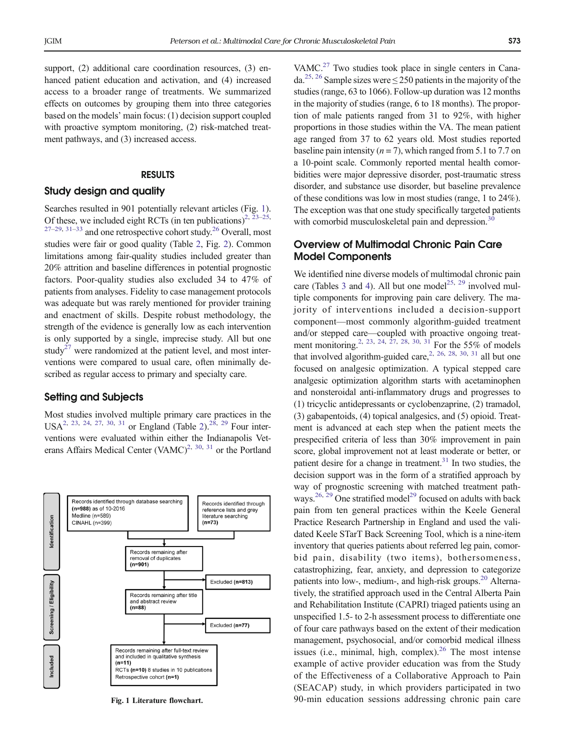support, (2) additional care coordination resources, (3) enhanced patient education and activation, and (4) increased access to a broader range of treatments. We summarized effects on outcomes by grouping them into three categories based on the models' main focus: (1) decision support coupled with proactive symptom monitoring, (2) risk-matched treatment pathways, and (3) increased access.

## RESULTS

### Study design and quality

Searches resulted in 901 potentially relevant articles (Fig. 1). Of these, we included eight RCTs (in ten publications)[2, 23–25, 27–29, 31–33] and one retrospective cohort study.[26] Overall, most studies were fair or good quality (Table 2, Fig. 2). Common limitations among fair-quality studies included greater than 20% attrition and baseline differences in potential prognostic factors. Poor-quality studies also excluded 34 to 47% of patients from analyses. Fidelity to case management protocols was adequate but was rarely mentioned for provider training and enactment of skills. Despite robust methodology, the strength of the evidence is generally low as each intervention is only supported by a single, imprecise study. All but one study[27] were randomized at the patient level, and most interventions were compared to usual care, often minimally described as regular access to primary and specialty care.

### Setting and Subjects

Most studies involved multiple primary care practices in the USA[2, 23, 24, 27, 30, 31] or England (Table 2).[28, 29] Four interventions were evaluated within either the Indianapolis Veterans Affairs Medical Center (VAMC)[2, 30, 31] or the Portland VAMC.[27] Two studies took place in single centers in Canada.[25, 26] Sample sizes were ≤ 250 patients in the majority of the studies (range, 63 to 1066). Follow-up duration was 12 months in the majority of studies (range, 6 to 18 months). The proportion of male patients ranged from 31 to 92%, with higher proportions in those studies within the VA. The mean patient age ranged from 37 to 62 years old. Most studies reported baseline pain intensity ($n = 7$), which ranged from 5.1 to 7.7 on a 10-point scale. Commonly reported mental health comorbidities were major depressive disorder, post-traumatic stress disorder, and substance use disorder, but baseline prevalence of these conditions was low in most studies (range, 1 to 24%). The exception was that one study specifically targeted patients with comorbid musculoskeletal pain and depression.[30]

### Overview of Multimodal Chronic Pain Care Model Components

We identified nine diverse models of multimodal chronic pain care (Tables 3 and 4). All but one model[25, 29] involved multiple components for improving pain care delivery. The majority of interventions included a decision-support component—most commonly algorithm-guided treatment and/or stepped care—coupled with proactive ongoing treatment monitoring.[2, 23, 24, 27, 28, 30, 31] For the 55% of models that involved algorithm-guided care,[2, 26, 28, 30, 31] all but one focused on analgesic optimization. A typical stepped care analgesic optimization algorithm starts with acetaminophen and nonsteroidal anti-inflammatory drugs and progresses to (1) tricyclic antidepressants or cyclobenzaprine, (2) tramadol, (3) gabapentoids, (4) topical analgesics, and (5) opioid. Treatment is advanced at each step when the patient meets the prespecified criteria of less than 30% improvement in pain score, global improvement not at least moderate or better, or patient desire for a change in treatment.[31] In two studies, the decision support was in the form of a stratified approach by way of prognostic screening with matched treatment pathways.[26, 29] One stratified model[29] focused on adults with back pain from ten general practices within the Keele General Practice Research Partnership in England and used the validated Keele STarT Back Screening Tool, which is a nine-item inventory that queries patients about referred leg pain, comorbid pain, disability (two items), bothersomeness, catastrophizing, fear, anxiety, and depression to categorize patients into low-, medium-, and high-risk groups.[20] Alternatively, the stratified approach used in the Central Alberta Pain and Rehabilitation Institute (CAPRI) triaged patients using an unspecified 1.5- to 2-h assessment process to differentiate one of four care pathways based on the extent of their medication management, psychosocial, and/or comorbid medical illness issues (i.e., minimal, high, complex).[26] The most intense example of active provider education was from the Study of the Effectiveness of a Collaborative Approach to Pain (SEACAP) study, in which providers participated in two 90-min education sessions addressing chronic pain care

Identification

Records identified through database searching (n=988) as of 10-2016
Medline (n=589)
CINAHL (n=399)

Records identified through reference lists and grey literature searching (n=73)

Records remaining after removal of duplicates (n=901)

Screening / Eligibility

Excluded (n=813)

Records remaining after title and abstract review (n=88)

Excluded (n=77)

Included

Records remaining after full-text review and included in qualitative synthesis (n=11)
RCTs (n=10) 8 studies in 10 publications
Retrospective cohort (n=1)

**Fig. 1** Literature flowchart.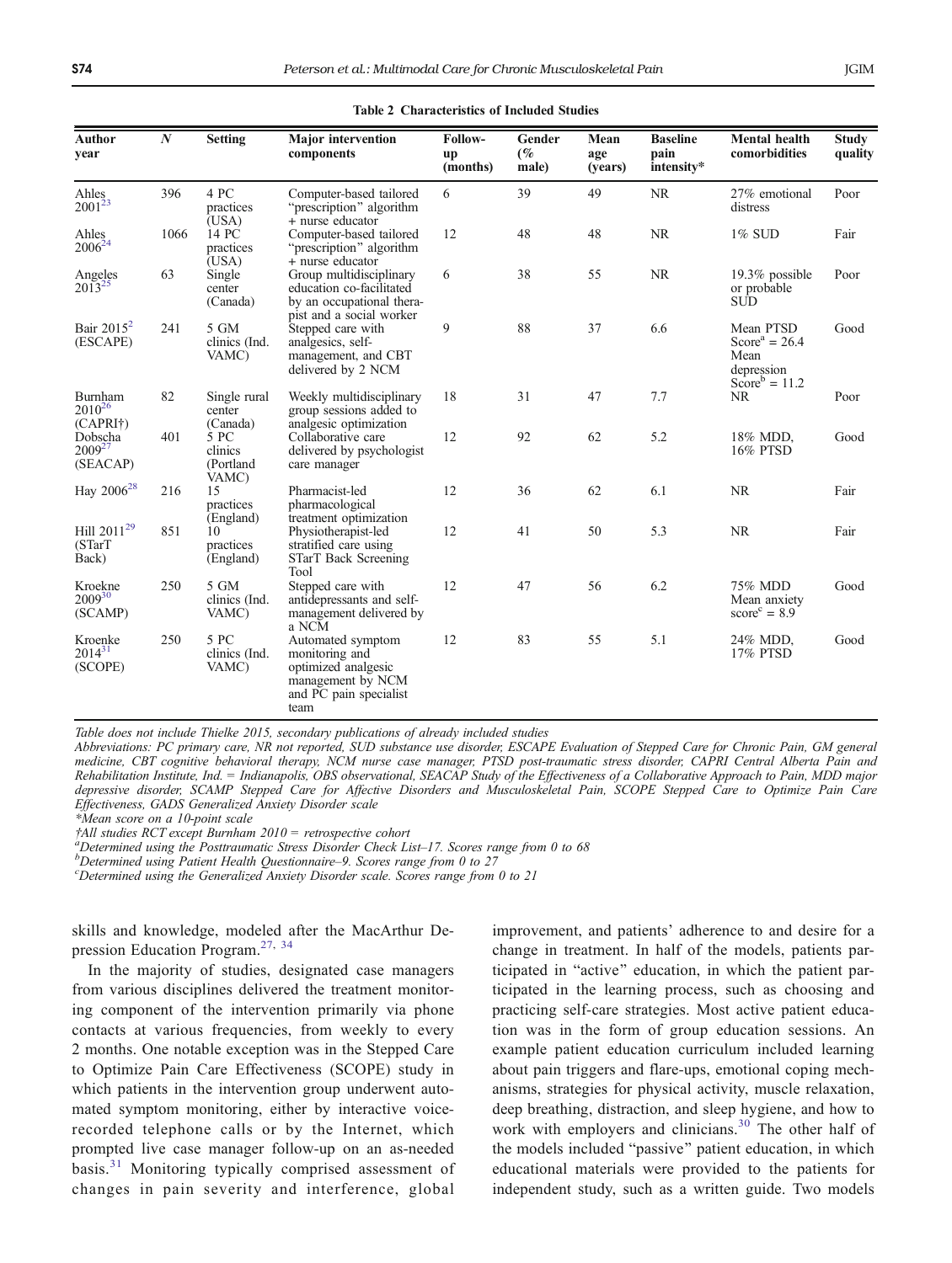**Table 2 Characteristics of Included Studies**

| Author year | *N* | Setting | Major intervention components | Follow-up (months) | Gender (% male) | Mean age (years) | Baseline pain intensity* | Mental health comorbidities | Study quality |
|---|---|---|---|---|---|---|---|---|---|
| Ahles 2001[23] | 396 | 4 PC practices (USA) | Computer-based tailored "prescription" algorithm + nurse educator | 6 | 39 | 49 | NR | 27% emotional distress | Poor |
| Ahles 2006[24] | 1066 | 14 PC practices (USA) | Computer-based tailored "prescription" algorithm + nurse educator | 12 | 48 | 48 | NR | 1% SUD | Fair |
| Angeles 2013[25] | 63 | Single center (Canada) | Group multidisciplinary education co-facilitated by an occupational therapist and a social worker | 6 | 38 | 55 | NR | 19.3% possible or probable SUD | Poor |
| Bair 2015[2] (ESCAPE) | 241 | 5 GM clinics (Ind. VAMC) | Stepped care with analgesics, self-management, and CBT delivered by 2 NCM | 9 | 88 | 37 | 6.6 | Mean PTSD Score[a] = 26.4 Mean depression Score[b] = 11.2 | Good |
| Burnham 2010[26] (CAPRI†) | 82 | Single rural center (Canada) | Weekly multidisciplinary group sessions added to analgesic optimization | 18 | 31 | 47 | 7.7 | NR | Poor |
| Dobscha 2009[27] (SEACAP) | 401 | 5 PC clinics (Portland VAMC) | Collaborative care delivered by psychologist care manager | 12 | 92 | 62 | 5.2 | 18% MDD, 16% PTSD | Good |
| Hay 2006[28] | 216 | 15 practices (England) | Pharmacist-led pharmacological treatment optimization | 12 | 36 | 62 | 6.1 | NR | Fair |
| Hill 2011[29] (STarT Back) | 851 | 10 practices (England) | Physiotherapist-led stratified care using STarT Back Screening Tool | 12 | 41 | 50 | 5.3 | NR | Fair |
| Kroekne 2009[30] (SCAMP) | 250 | 5 GM clinics (Ind. VAMC) | Stepped care with antidepressants and self-management delivered by a NCM | 12 | 47 | 56 | 6.2 | 75% MDD Mean anxiety score[c] = 8.9 | Good |
| Kroenke 2014[31] (SCOPE) | 250 | 5 PC clinics (Ind. VAMC) | Automated symptom monitoring and optimized analgesic management by NCM and PC pain specialist team | 12 | 83 | 55 | 5.1 | 24% MDD, 17% PTSD | Good |

*Table does not include Thielke 2015, secondary publications of already included studies*

*Abbreviations: PC primary care, NR not reported, SUD substance use disorder, ESCAPE Evaluation of Stepped Care for Chronic Pain, GM general medicine, CBT cognitive behavioral therapy, NCM nurse case manager, PTSD post-traumatic stress disorder, CAPRI Central Alberta Pain and Rehabilitation Institute, Ind. = Indianapolis, OBS observational, SEACAP Study of the Effectiveness of a Collaborative Approach to Pain, MDD major depressive disorder, SCAMP Stepped Care for Affective Disorders and Musculoskeletal Pain, SCOPE Stepped Care to Optimize Pain Care Effectiveness, GADS Generalized Anxiety Disorder scale*

*Mean score on a 10-point scale

†All studies RCT except Burnham 2010 = retrospective cohort

[a]Determined using the Posttraumatic Stress Disorder Check List–17. Scores range from 0 to 68

[b]Determined using Patient Health Questionnaire–9. Scores range from 0 to 27

[c]Determined using the Generalized Anxiety Disorder scale. Scores range from 0 to 21

skills and knowledge, modeled after the MacArthur Depression Education Program.[27, 34]

In the majority of studies, designated case managers from various disciplines delivered the treatment monitoring component of the intervention primarily via phone contacts at various frequencies, from weekly to every 2 months. One notable exception was in the Stepped Care to Optimize Pain Care Effectiveness (SCOPE) study in which patients in the intervention group underwent automated symptom monitoring, either by interactive voice-recorded telephone calls or by the Internet, which prompted live case manager follow-up on an as-needed basis.[31] Monitoring typically comprised assessment of changes in pain severity and interference, global improvement, and patients' adherence to and desire for a change in treatment. In half of the models, patients participated in "active" education, in which the patient participated in the learning process, such as choosing and practicing self-care strategies. Most active patient education was in the form of group education sessions. An example patient education curriculum included learning about pain triggers and flare-ups, emotional coping mechanisms, strategies for physical activity, muscle relaxation, deep breathing, distraction, and sleep hygiene, and how to work with employers and clinicians.[30] The other half of the models included "passive" patient education, in which educational materials were provided to the patients for independent study, such as a written guide. Two models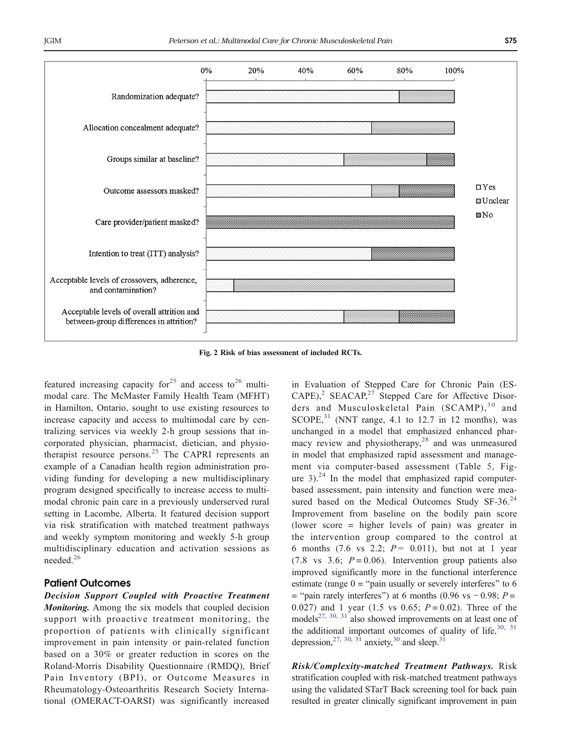Fig. 2 Risk of bias assessment of included RCTs.

featured increasing capacity for[25] and access to[26] multimodal care. The McMaster Family Health Team (MFHT) in Hamilton, Ontario, sought to use existing resources to increase capacity and access to multimodal care by centralizing services via weekly 2-h group sessions that incorporated physician, pharmacist, dietician, and physiotherapist resource persons.[25] The CAPRI represents an example of a Canadian health region administration providing funding for developing a new multidisciplinary program designed specifically to increase access to multimodal chronic pain care in a previously underserved rural setting in Lacombe, Alberta. It featured decision support via risk stratification with matched treatment pathways and weekly symptom monitoring and weekly 5-h group multidisciplinary education and activation sessions as needed.[26]

## Patient Outcomes

***Decision Support Coupled with Proactive Treatment Monitoring.*** Among the six models that coupled decision support with proactive treatment monitoring, the proportion of patients with clinically significant improvement in pain intensity or pain-related function based on a 30% or greater reduction in scores on the Roland-Morris Disability Questionnaire (RMDQ), Brief Pain Inventory (BPI), or Outcome Measures in Rheumatology-Osteoarthritis Research Society International (OMERACT-OARSI) was significantly increased in Evaluation of Stepped Care for Chronic Pain (ESCAPE),[2] SEACAP,[27] Stepped Care for Affective Disorders and Musculoskeletal Pain (SCAMP),[30] and SCOPE,[31] (NNT range, 4.1 to 12.7 in 12 months), was unchanged in a model that emphasized enhanced pharmacy review and physiotherapy,[28] and was unmeasured in model that emphasized rapid assessment and management via computer-based assessment (Table 5, Figure 3).[24] In the model that emphasized rapid computer-based assessment, pain intensity and function were measured based on the Medical Outcomes Study SF-36.[24] Improvement from baseline on the bodily pain score (lower score = higher levels of pain) was greater in the intervention group compared to the control at 6 months (7.6 vs 2.2; $P = 0.011$), but not at 1 year (7.8 vs 3.6; $P = 0.06$). Intervention group patients also improved significantly more in the functional interference estimate (range 0 = "pain usually or severely interferes" to 6 = "pain rarely interferes") at 6 months (0.96 vs −0.98; $P = 0.027$) and 1 year (1.5 vs 0.65; $P = 0.02$). Three of the models[27, 30, 31] also showed improvements on at least one of the additional important outcomes of quality of life,[30, 31] depression,[27, 30, 31] anxiety,[30] and sleep.[31]

***Risk/Complexity-matched Treatment Pathways.*** Risk stratification coupled with risk-matched treatment pathways using the validated STarT Back screening tool for back pain resulted in greater clinically significant improvement in pain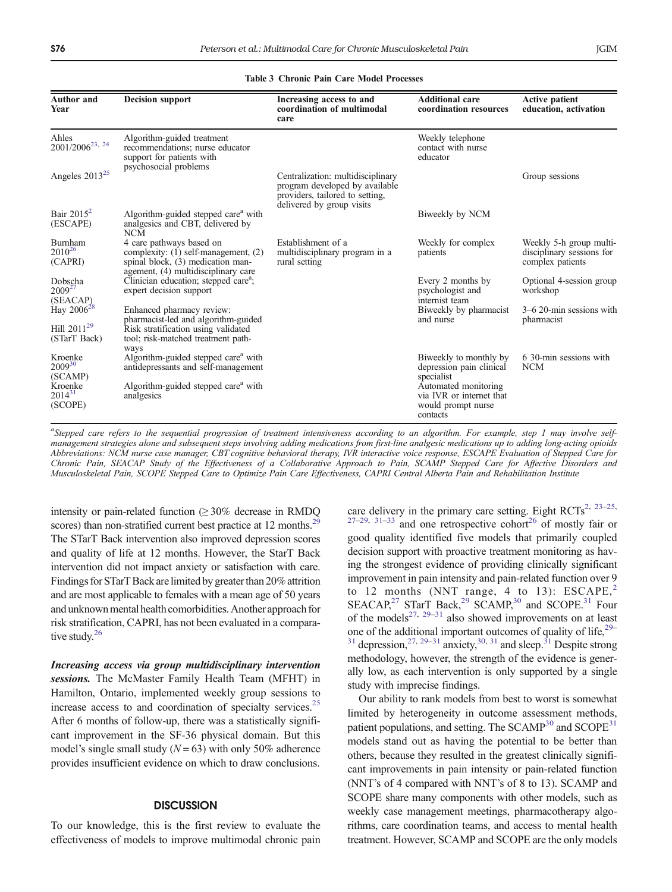Table 3 Chronic Pain Care Model Processes

| Author and Year | Decision support | Increasing access to and coordination of multimodal care | Additional care coordination resources | Active patient education, activation |
|---|---|---|---|---|
| Ahles 2001/2006[23, 24] | Algorithm-guided treatment recommendations; nurse educator support for patients with psychosocial problems | | Weekly telephone contact with nurse educator | |
| Angeles 2013[25] | | Centralization: multidisciplinary program developed by available providers, tailored to setting, delivered by group visits | | Group sessions |
| Bair 2015[2] (ESCAPE) | Algorithm-guided stepped care[a] with analgesics and CBT, delivered by NCM | | Biweekly by NCM | |
| Burnham 2010[26] (CAPRI) | 4 care pathways based on complexity: (1) self-management, (2) spinal block, (3) medication management, (4) multidisciplinary care | Establishment of a multidisciplinary program in a rural setting | Weekly for complex patients | Weekly 5-h group multidisciplinary sessions for complex patients |
| Dobscha 2009[27] (SEACAP) | Clinician education; stepped care[a]; expert decision support | | Every 2 months by psychologist and internist team | Optional 4-session group workshop |
| Hay 2006[28] | Enhanced pharmacy review: pharmacist-led and algorithm-guided | | Biweekly by pharmacist and nurse | 3–6 20-min sessions with pharmacist |
| Hill 2011[29] (STarT Back) | Risk stratification using validated tool; risk-matched treatment pathways | | | |
| Kroenke 2009[30] (SCAMP) | Algorithm-guided stepped care[a] with antidepressants and self-management | | Biweekly to monthly by depression pain clinical specialist | 6 30-min sessions with NCM |
| Kroenke 2014[31] (SCOPE) | Algorithm-guided stepped care[a] with analgesics | | Automated monitoring via IVR or internet that would prompt nurse contacts | |

[a]*Stepped care refers to the sequential progression of treatment intensiveness according to an algorithm. For example, step 1 may involve self-management strategies alone and subsequent steps involving adding medications from first-line analgesic medications up to adding long-acting opioids*
*Abbreviations: NCM nurse case manager, CBT cognitive behavioral therapy, IVR interactive voice response, ESCAPE Evaluation of Stepped Care for Chronic Pain, SEACAP Study of the Effectiveness of a Collaborative Approach to Pain, SCAMP Stepped Care for Affective Disorders and Musculoskeletal Pain, SCOPE Stepped Care to Optimize Pain Care Effectiveness, CAPRI Central Alberta Pain and Rehabilitation Institute*

intensity or pain-related function (≥ 30% decrease in RMDQ scores) than non-stratified current best practice at 12 months.[29] The STarT Back intervention also improved depression scores and quality of life at 12 months. However, the StarT Back intervention did not impact anxiety or satisfaction with care. Findings for STarT Back are limited by greater than 20% attrition and are most applicable to females with a mean age of 50 years and unknown mental health comorbidities. Another approach for risk stratification, CAPRI, has not been evaluated in a comparative study.[26]

***Increasing access via group multidisciplinary intervention sessions.*** The McMaster Family Health Team (MFHT) in Hamilton, Ontario, implemented weekly group sessions to increase access to and coordination of specialty services.[25] After 6 months of follow-up, there was a statistically significant improvement in the SF-36 physical domain. But this model's single small study ($N = 63$) with only 50% adherence provides insufficient evidence on which to draw conclusions.

## DISCUSSION

To our knowledge, this is the first review to evaluate the effectiveness of models to improve multimodal chronic pain care delivery in the primary care setting. Eight RCTs[2, 23–25, 27–29, 31–33] and one retrospective cohort[26] of mostly fair or good quality identified five models that primarily coupled decision support with proactive treatment monitoring as having the strongest evidence of providing clinically significant improvement in pain intensity and pain-related function over 9 to 12 months (NNT range, 4 to 13): ESCAPE,[2] SEACAP,[27] STarT Back,[29] SCAMP,[30] and SCOPE.[31] Four of the models[27, 29–31] also showed improvements on at least one of the additional important outcomes of quality of life,[29–31] depression,[27, 29–31] anxiety,[30, 31] and sleep.[31] Despite strong methodology, however, the strength of the evidence is generally low, as each intervention is only supported by a single study with imprecise findings.

Our ability to rank models from best to worst is somewhat limited by heterogeneity in outcome assessment methods, patient populations, and setting. The SCAMP[30] and SCOPE[31] models stand out as having the potential to be better than others, because they resulted in the greatest clinically significant improvements in pain intensity or pain-related function (NNT's of 4 compared with NNT's of 8 to 13). SCAMP and SCOPE share many components with other models, such as weekly case management meetings, pharmacotherapy algorithms, care coordination teams, and access to mental health treatment. However, SCAMP and SCOPE are the only models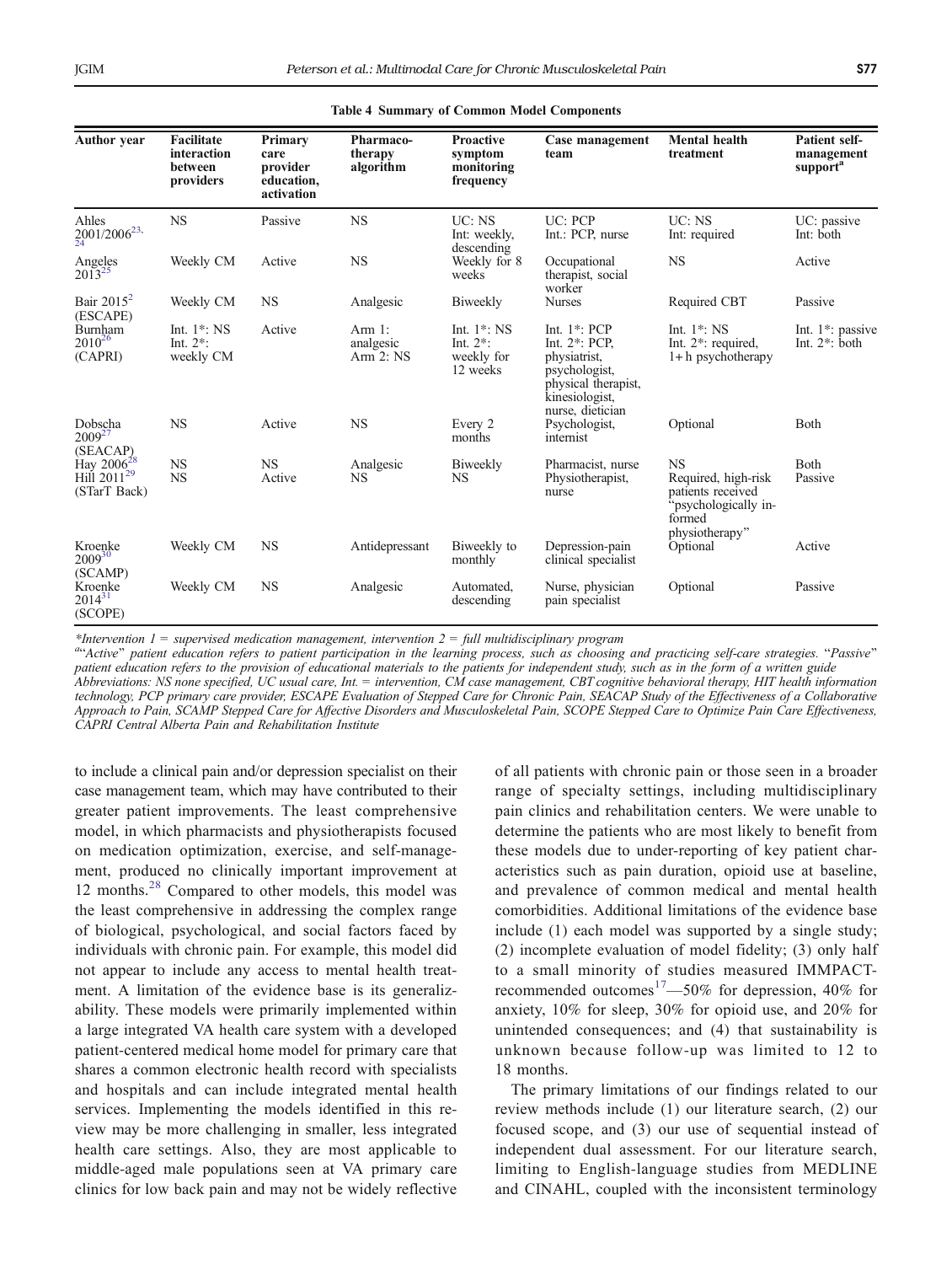**Table 4 Summary of Common Model Components**

| Author year | Facilitate interaction between providers | Primary care provider education, activation | Pharmacotherapy algorithm | Proactive symptom monitoring frequency | Case management team | Mental health treatment | Patient self-management support[a] |
|---|---|---|---|---|---|---|---|
| Ahles 2001/2006[23, 24] | NS | Passive | NS | UC: NS<br>Int: weekly, descending | UC: PCP<br>Int.: PCP, nurse | UC: NS<br>Int: required | UC: passive<br>Int: both |
| Angeles 2013[25] | Weekly CM | Active | NS | Weekly for 8 weeks | Occupational therapist, social worker | NS | Active |
| Bair 2015[2] (ESCAPE) | Weekly CM | NS | Analgesic | Biweekly | Nurses | Required CBT | Passive |
| Burnham 2010[26] (CAPRI) | Int. 1*: NS<br>Int. 2*: weekly CM | Active | Arm 1: analgesic<br>Arm 2: NS | Int. 1*: NS<br>Int. 2*: weekly for 12 weeks | Int. 1*: PCP<br>Int. 2*: PCP, physiatrist, psychologist, physical therapist, kinesiologist, nurse, dietician | Int. 1*: NS<br>Int. 2*: required, 1+ h psychotherapy | Int. 1*: passive<br>Int. 2*: both |
| Dobscha 2009[27] (SEACAP) | NS | Active | NS | Every 2 months | Psychologist, internist | Optional | Both |
| Hay 2006[28] | NS | NS | Analgesic | Biweekly | Pharmacist, nurse | NS | Both |
| Hill 2011[29] (STarT Back) | NS | Active | NS | NS | Physiotherapist, nurse | Required, high-risk patients received "psychologically informed physiotherapy" | Passive |
| Kroenke 2009[30] (SCAMP) | Weekly CM | NS | Antidepressant | Biweekly to monthly | Depression-pain clinical specialist | Optional | Active |
| Kroenke 2014[31] (SCOPE) | Weekly CM | NS | Analgesic | Automated, descending | Nurse, physician pain specialist | Optional | Passive |

*Intervention 1 = supervised medication management, intervention 2 = full multidisciplinary program

[a]"Active" patient education refers to patient participation in the learning process, such as choosing and practicing self-care strategies. "Passive" patient education refers to the provision of educational materials to the patients for independent study, such as in the form of a written guide

Abbreviations: NS none specified, UC usual care, Int. = intervention, CM case management, CBT cognitive behavioral therapy, HIT health information technology, PCP primary care provider, ESCAPE Evaluation of Stepped Care for Chronic Pain, SEACAP Study of the Effectiveness of a Collaborative Approach to Pain, SCAMP Stepped Care for Affective Disorders and Musculoskeletal Pain, SCOPE Stepped Care to Optimize Pain Care Effectiveness, CAPRI Central Alberta Pain and Rehabilitation Institute

to include a clinical pain and/or depression specialist on their case management team, which may have contributed to their greater patient improvements. The least comprehensive model, in which pharmacists and physiotherapists focused on medication optimization, exercise, and self-management, produced no clinically important improvement at 12 months.[28] Compared to other models, this model was the least comprehensive in addressing the complex range of biological, psychological, and social factors faced by individuals with chronic pain. For example, this model did not appear to include any access to mental health treatment. A limitation of the evidence base is its generalizability. These models were primarily implemented within a large integrated VA health care system with a developed patient-centered medical home model for primary care that shares a common electronic health record with specialists and hospitals and can include integrated mental health services. Implementing the models identified in this review may be more challenging in smaller, less integrated health care settings. Also, they are most applicable to middle-aged male populations seen at VA primary care clinics for low back pain and may not be widely reflective of all patients with chronic pain or those seen in a broader range of specialty settings, including multidisciplinary pain clinics and rehabilitation centers. We were unable to determine the patients who are most likely to benefit from these models due to under-reporting of key patient characteristics such as pain duration, opioid use at baseline, and prevalence of common medical and mental health comorbidities. Additional limitations of the evidence base include (1) each model was supported by a single study; (2) incomplete evaluation of model fidelity; (3) only half to a small minority of studies measured IMMPACT-recommended outcomes[17]—50% for depression, 40% for anxiety, 10% for sleep, 30% for opioid use, and 20% for unintended consequences; and (4) that sustainability is unknown because follow-up was limited to 12 to 18 months.

The primary limitations of our findings related to our review methods include (1) our literature search, (2) our focused scope, and (3) our use of sequential instead of independent dual assessment. For our literature search, limiting to English-language studies from MEDLINE and CINAHL, coupled with the inconsistent terminology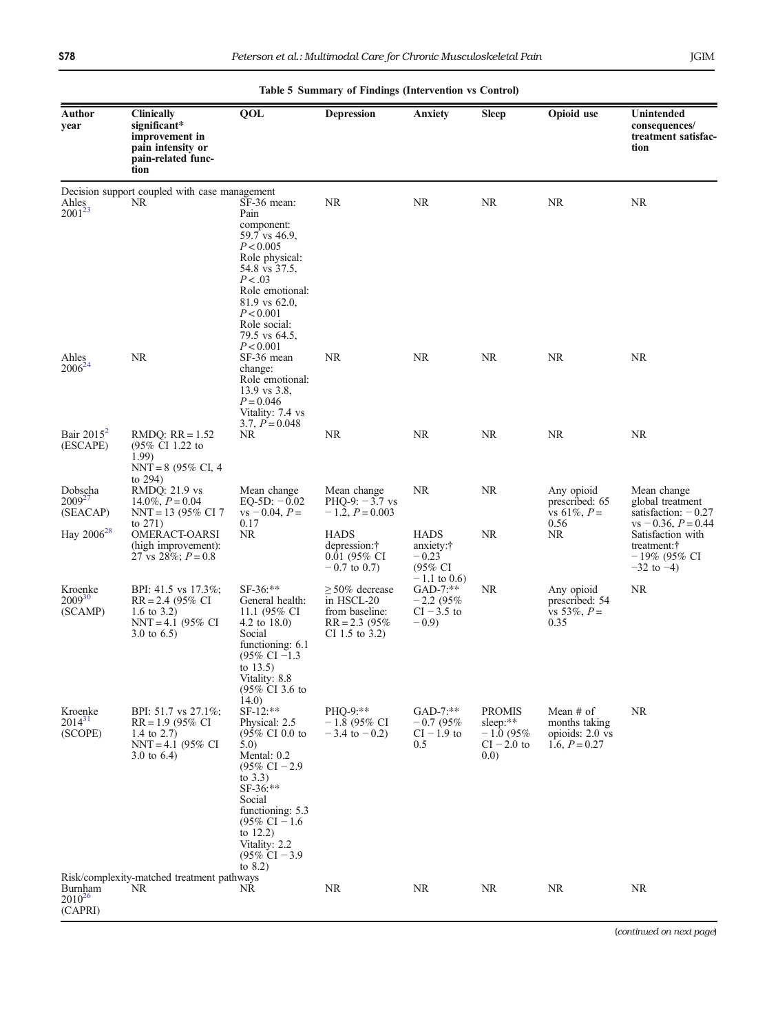**Table 5 Summary of Findings (Intervention vs Control)**

| Author year | Clinically significant* improvement in pain intensity or pain-related function | QOL | Depression | Anxiety | Sleep | Opioid use | Unintended consequences/ treatment satisfaction |
|---|---|---|---|---|---|---|---|
| Decision support coupled with case management | | | | | | | |
| Ahles 2001[23] | NR | SF-36 mean: Pain component: 59.7 vs 46.9, $P < 0.005$ Role physical: 54.8 vs 37.5, $P < .03$ Role emotional: 81.9 vs 62.0, $P < 0.001$ Role social: 79.5 vs 64.5, $P < 0.001$ | NR | NR | NR | NR | NR |
| Ahles 2006[24] | NR | SF-36 mean change: Role emotional: 13.9 vs 3.8, $P = 0.046$ Vitality: 7.4 vs 3.7, $P = 0.048$ | NR | NR | NR | NR | NR |
| Bair 2015[2] (ESCAPE) | RMDQ: RR = 1.52 (95% CI 1.22 to 1.99) NNT = 8 (95% CI, 4 to 294) | NR | NR | NR | NR | NR | NR |
| Dobscha 2009[27] (SEACAP) | RMDQ: 21.9 vs 14.0%, $P = 0.04$ NNT = 13 (95% CI 7 to 271) | Mean change EQ-5D: − 0.02 vs − 0.04, $P =$ 0.17 | Mean change PHQ-9: − 3.7 vs − 1.2, $P = 0.003$ | NR | NR | Any opioid prescribed: 65 vs 61%, $P =$ 0.56 | Mean change global treatment satisfaction: − 0.27 vs − 0.36, $P = 0.44$ |
| Hay 2006[28] | OMERACT-OARSI (high improvement): 27 vs 28%; $P = 0.8$ | NR | HADS depression:† 0.01 (95% CI − 0.7 to 0.7) | HADS anxiety:† − 0.23 (95% CI − 1.1 to 0.6) | NR | NR | Satisfaction with treatment:† − 19% (95% CI −32 to −4) |
| Kroenke 2009[30] (SCAMP) | BPI: 41.5 vs 17.3%; RR = 2.4 (95% CI 1.6 to 3.2) NNT = 4.1 (95% CI 3.0 to 6.5) | SF-36:** General health: 11.1 (95% CI 4.2 to 18.0) Social functioning: 6.1 (95% CI −1.3 to 13.5) Vitality: 8.8 (95% CI 3.6 to 14.0) | ≥ 50% decrease in HSCL-20 from baseline: RR = 2.3 (95% CI 1.5 to 3.2) | GAD-7:** − 2.2 (95% CI − 3.5 to − 0.9) | NR | Any opioid prescribed: 54 vs 53%, $P =$ 0.35 | NR |
| Kroenke 2014[31] (SCOPE) | BPI: 51.7 vs 27.1%; RR = 1.9 (95% CI 1.4 to 2.7) NNT = 4.1 (95% CI 3.0 to 6.4) | SF-12:** Physical: 2.5 (95% CI 0.0 to 5.0) Mental: 0.2 (95% CI − 2.9 to 3.3) SF-36:** Social functioning: 5.3 (95% CI − 1.6 to 12.2) Vitality: 2.2 (95% CI − 3.9 to 8.2) | PHQ-9:** − 1.8 (95% CI − 3.4 to − 0.2) | GAD-7:** − 0.7 (95% CI − 1.9 to 0.5 | PROMIS sleep:** − 1.0 (95% CI − 2.0 to 0.0) | Mean # of months taking opioids: 2.0 vs 1.6, $P = 0.27$ | NR |
| Risk/complexity-matched treatment pathways | | | | | | | |
| Burnham 2010[26] (CAPRI) | NR | NR | NR | NR | NR | NR | NR |

(*continued on next page*)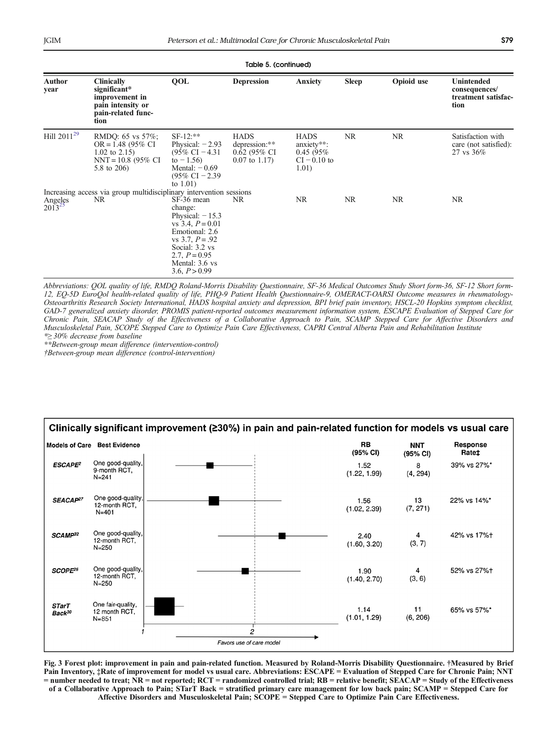**Table 5. (continued)**

| Author year | Clinically significant* improvement in pain intensity or pain-related function | QOL | Depression | Anxiety | Sleep | Opioid use | Unintended consequences/ treatment satisfaction |
|---|---|---|---|---|---|---|---|
| Hill 2011[29] | RMDQ: 65 vs 57%; OR = 1.48 (95% CI 1.02 to 2.15) NNT = 10.8 (95% CI 5.8 to 206) | SF-12:** Physical: − 2.93 (95% CI − 4.31 to − 1.56) Mental: − 0.69 (95% CI − 2.39 to 1.01) | HADS depression:** 0.62 (95% CI 0.07 to 1.17) | HADS anxiety**: 0.45 (95% CI − 0.10 to 1.01) | NR | NR | Satisfaction with care (not satisfied): 27 vs 36% |
| *Increasing access via group multidisciplinary intervention sessions* | | | | | | | |
| Angeles 2013[25] | NR | SF-36 mean change: Physical: − 15.3 vs 3.4, $P = 0.01$ Emotional: 2.6 vs 3.7, $P = .92$ Social: 3.2 vs 2.7, $P = 0.95$ Mental: 3.6 vs 3.6, $P > 0.99$ | NR | NR | NR | NR | NR |

*Abbreviations: QOL quality of life, RMDQ Roland-Morris Disability Questionnaire, SF-36 Medical Outcomes Study Short form-36, SF-12 Short form-12, EQ-5D EuroQol health-related quality of life, PHQ-9 Patient Health Questionnaire-9, OMERACT-OARSI Outcome measures in rheumatology-Osteoarthritis Research Society International, HADS hospital anxiety and depression, BPI brief pain inventory, HSCL-20 Hopkins symptom checklist, GAD-7 generalized anxiety disorder, PROMIS patient-reported outcomes measurement information system, ESCAPE Evaluation of Stepped Care for Chronic Pain, SEACAP Study of the Effectiveness of a Collaborative Approach to Pain, SCAMP Stepped Care for Affective Disorders and Musculoskeletal Pain, SCOPE Stepped Care to Optimize Pain Care Effectiveness, CAPRI Central Alberta Pain and Rehabilitation Institute*

*≥ 30% decrease from baseline

**Between-group mean difference (intervention-control)

†Between-group mean difference (control-intervention)

**Clinically significant improvement (≥30%) in pain and pain-related function for models vs usual care**

| Models of Care | Best Evidence | RB (95% CI) | NNT (95% CI) | Response Rate‡ |
|---|---|---|---|---|
| ESCAPE[2] | One good-quality, 9-month RCT, N=241 | 1.52 (1.22, 1.99) | 8 (4, 294) | 39% vs 27%* |
| SEACAP[27] | One good-quality, 12-month RCT, N=401 | 1.56 (1.02, 2.39) | 13 (7, 271) | 22% vs 14%* |
| SCAMP[32] | One good-quality, 12-month RCT, N=250 | 2.40 (1.60, 3.20) | 4 (3, 7) | 42% vs 17%† |
| SCOPE[26] | One good-quality, 12-month RCT, N=250 | 1.90 (1.40, 2.70) | 4 (3, 6) | 52% vs 27%† |
| STarT Back[30] | One fair-quality, 12 month RCT, N=851 | 1.14 (1.01, 1.29) | 11 (6, 206) | 65% vs 57%* |

Favors use of care model

**Fig. 3 Forest plot: improvement in pain and pain-related function. Measured by Roland-Morris Disability Questionnaire. †Measured by Brief Pain Inventory, ‡Rate of improvement for model vs usual care. Abbreviations: ESCAPE = Evaluation of Stepped Care for Chronic Pain; NNT = number needed to treat; NR = not reported; RCT = randomized controlled trial; RB = relative benefit; SEACAP = Study of the Effectiveness of a Collaborative Approach to Pain; STarT Back = stratified primary care management for low back pain; SCAMP = Stepped Care for Affective Disorders and Musculoskeletal Pain; SCOPE = Stepped Care to Optimize Pain Care Effectiveness.**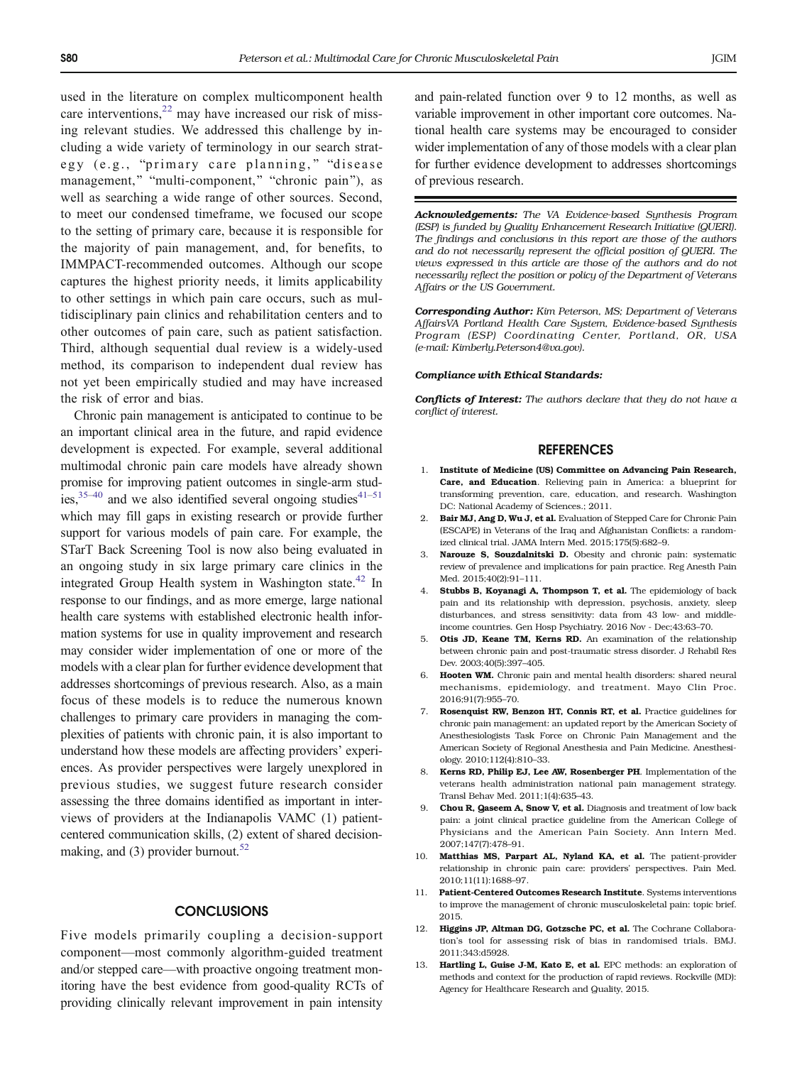used in the literature on complex multicomponent health care interventions,[22] may have increased our risk of missing relevant studies. We addressed this challenge by including a wide variety of terminology in our search strategy (e.g., "primary care planning," "disease management," "multi-component," "chronic pain"), as well as searching a wide range of other sources. Second, to meet our condensed timeframe, we focused our scope to the setting of primary care, because it is responsible for the majority of pain management, and, for benefits, to IMMPACT-recommended outcomes. Although our scope captures the highest priority needs, it limits applicability to other settings in which pain care occurs, such as multidisciplinary pain clinics and rehabilitation centers and to other outcomes of pain care, such as patient satisfaction. Third, although sequential dual review is a widely-used method, its comparison to independent dual review has not yet been empirically studied and may have increased the risk of error and bias.

Chronic pain management is anticipated to continue to be an important clinical area in the future, and rapid evidence development is expected. For example, several additional multimodal chronic pain care models have already shown promise for improving patient outcomes in single-arm studies,[35–40] and we also identified several ongoing studies[41–51] which may fill gaps in existing research or provide further support for various models of pain care. For example, the STarT Back Screening Tool is now also being evaluated in an ongoing study in six large primary care clinics in the integrated Group Health system in Washington state.[42] In response to our findings, and as more emerge, large national health care systems with established electronic health information systems for use in quality improvement and research may consider wider implementation of one or more of the models with a clear plan for further evidence development that addresses shortcomings of previous research. Also, as a main focus of these models is to reduce the numerous known challenges to primary care providers in managing the complexities of patients with chronic pain, it is also important to understand how these models are affecting providers' experiences. As provider perspectives were largely unexplored in previous studies, we suggest future research consider assessing the three domains identified as important in interviews of providers at the Indianapolis VAMC (1) patient-centered communication skills, (2) extent of shared decision-making, and (3) provider burnout.[52]

## CONCLUSIONS

Five models primarily coupling a decision-support component—most commonly algorithm-guided treatment and/or stepped care—with proactive ongoing treatment monitoring have the best evidence from good-quality RCTs of providing clinically relevant improvement in pain intensity and pain-related function over 9 to 12 months, as well as variable improvement in other important core outcomes. National health care systems may be encouraged to consider wider implementation of any of those models with a clear plan for further evidence development to addresses shortcomings of previous research.

***Acknowledgements:*** *The VA Evidence-based Synthesis Program (ESP) is funded by Quality Enhancement Research Initiative (QUERI). The findings and conclusions in this report are those of the authors and do not necessarily represent the official position of QUERI. The views expressed in this article are those of the authors and do not necessarily reflect the position or policy of the Department of Veterans Affairs or the US Government.*

***Corresponding Author:*** *Kim Peterson, MS; Department of Veterans AffairsVA Portland Health Care System, Evidence-based Synthesis Program (ESP) Coordinating Center, Portland, OR, USA (e-mail: Kimberly.Peterson4@va.gov).*

***Compliance with Ethical Standards:***

***Conflicts of Interest:*** *The authors declare that they do not have a conflict of interest.*

## REFERENCES

1. **Institute of Medicine (US) Committee on Advancing Pain Research, Care, and Education**. Relieving pain in America: a blueprint for transforming prevention, care, education, and research. Washington DC: National Academy of Sciences.; 2011.
2. **Bair MJ, Ang D, Wu J, et al.** Evaluation of Stepped Care for Chronic Pain (ESCAPE) in Veterans of the Iraq and Afghanistan Conflicts: a randomized clinical trial. JAMA Intern Med. 2015;175(5):682–9.
3. **Narouze S, Souzdalnitski D.** Obesity and chronic pain: systematic review of prevalence and implications for pain practice. Reg Anesth Pain Med. 2015;40(2):91–111.
4. **Stubbs B, Koyanagi A, Thompson T, et al.** The epidemiology of back pain and its relationship with depression, psychosis, anxiety, sleep disturbances, and stress sensitivity: data from 43 low- and middle-income countries. Gen Hosp Psychiatry. 2016 Nov - Dec;43:63–70.
5. **Otis JD, Keane TM, Kerns RD.** An examination of the relationship between chronic pain and post-traumatic stress disorder. J Rehabil Res Dev. 2003;40(5):397–405.
6. **Hooten WM.** Chronic pain and mental health disorders: shared neural mechanisms, epidemiology, and treatment. Mayo Clin Proc. 2016;91(7):955–70.
7. **Rosenquist RW, Benzon HT, Connis RT, et al.** Practice guidelines for chronic pain management: an updated report by the American Society of Anesthesiologists Task Force on Chronic Pain Management and the American Society of Regional Anesthesia and Pain Medicine. Anesthesiology. 2010;112(4):810–33.
8. **Kerns RD, Philip EJ, Lee AW, Rosenberger PH**. Implementation of the veterans health administration national pain management strategy. Transl Behav Med. 2011;1(4):635–43.
9. **Chou R, Qaseem A, Snow V, et al.** Diagnosis and treatment of low back pain: a joint clinical practice guideline from the American College of Physicians and the American Pain Society. Ann Intern Med. 2007;147(7):478–91.
10. **Matthias MS, Parpart AL, Nyland KA, et al.** The patient-provider relationship in chronic pain care: providers' perspectives. Pain Med. 2010;11(11):1688–97.
11. **Patient-Centered Outcomes Research Institute**. Systems interventions to improve the management of chronic musculoskeletal pain: topic brief. 2015.
12. **Higgins JP, Altman DG, Gotzsche PC, et al.** The Cochrane Collaboration's tool for assessing risk of bias in randomised trials. BMJ. 2011;343:d5928.
13. **Hartling L, Guise J-M, Kato E, et al.** EPC methods: an exploration of methods and context for the production of rapid reviews. Rockville (MD): Agency for Healthcare Research and Quality, 2015.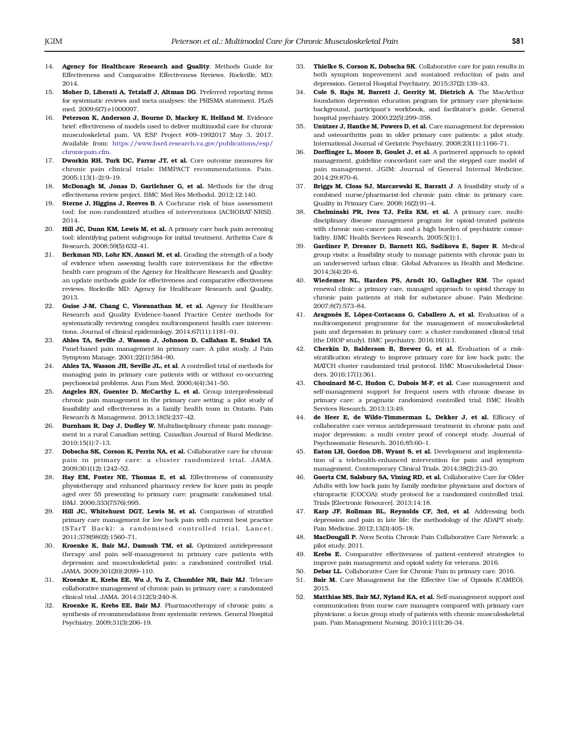14. **Agency for Healthcare Research and Quality**. Methods Guide for Effectiveness and Comparative Effectiveness Reviews. Rockville, MD: 2014.
15. **Moher D, Liberati A, Tetzlaff J, Altman DG**. Preferred reporting items for systematic reviews and meta-analyses: the PRISMA statement. PLoS med. 2009;6(7):e1000097.
16. **Peterson K, Anderson J, Bourne D, Mackey K, Helfand M**. Evidence brief: effectiveness of models used to deliver multimodal care for chronic musculoskeletal pain. VA ESP Project #09–1992017 May 3, 2017. Available from: https://www.hsrd.research.va.gov/publications/esp/chronicpain.cfm.
17. **Dworkin RH, Turk DC, Farrar JT, et al.** Core outcome measures for chronic pain clinical trials: IMMPACT recommendations. Pain. 2005;113(1–2):9–19.
18. **McDonagh M, Jonas D, Gartlehner G, et al.** Methods for the drug effectiveness review project. BMC Med Res Methodol. 2012;12:140.
19. **Sterne J, Higgins J, Reeves B**. A Cochrane risk of bias assessment tool: for non-randomized studies of interventions (ACROBAT-NRSI). 2014.
20. **Hill JC, Dunn KM, Lewis M, et al.** A primary care back pain screening tool: identifying patient subgroups for initial treatment. Arthritis Care & Research. 2008;59(5):632–41.
21. **Berkman ND, Lohr KN, Ansari M, et al.** Grading the strength of a body of evidence when assessing health care interventions for the effective health care program of the Agency for Healthcare Research and Quality: an update methods guide for effectiveness and comparative effectiveness reviews. Rockville MD: Agency for Healthcare Research and Quality, 2013.
22. **Guise J-M, Chang C, Viswanathan M, et al.** Agency for Healthcare Research and Quality Evidence-based Practice Center methods for systematically reviewing complex multicomponent health care interventions. Journal of clinical epidemiology. 2014;67(11):1181–91.
23. **Ahles TA, Seville J, Wasson J, Johnson D, Callahan E, Stukel TA**. Panel-based pain management in primary care. A pilot study. J Pain Symptom Manage. 2001;22(1):584–90.
24. **Ahles TA, Wasson JH, Seville JL, et al.** A controlled trial of methods for managing pain in primary care patients with or without co-occurring psychosocial problems. Ann Fam Med. 2006;4(4):341–50.
25. **Angeles RN, Guenter D, McCarthy L, et al.** Group interprofessional chronic pain management in the primary care setting: a pilot study of feasibility and effectiveness in a family health team in Ontario. Pain Research & Management. 2013;18(5):237–42.
26. **Burnham R, Day J, Dudley W.** Multidisciplinary chronic pain management in a rural Canadian setting. Canadian Journal of Rural Medicine. 2010;15(1):7–13.
27. **Dobscha SK, Corson K, Perrin NA, et al.** Collaborative care for chronic pain in primary care: a cluster randomized trial. JAMA. 2009;301(12):1242–52.
28. **Hay EM, Foster NE, Thomas E, et al.** Effectiveness of community physiotherapy and enhanced pharmacy review for knee pain in people aged over 55 presenting to primary care: pragmatic randomised trial. BMJ. 2006;333(7576):995.
29. **Hill JC, Whitehurst DGT, Lewis M, et al.** Comparison of stratified primary care management for low back pain with current best practice (STarT Back): a randomised controlled trial. Lancet. 2011;378(9802):1560–71.
30. **Kroenke K, Bair MJ, Damush TM, et al.** Optimized antidepressant therapy and pain self-management in primary care patients with depression and musculoskeletal pain: a randomized controlled trial. JAMA. 2009;301(20):2099–110.
31. **Kroenke K, Krebs EE, Wu J, Yu Z, Chumbler NR, Bair MJ**. Telecare collaborative management of chronic pain in primary care: a randomized clinical trial. JAMA. 2014;312(3):240–8.
32. **Kroenke K, Krebs EE, Bair MJ**. Pharmacotherapy of chronic pain: a synthesis of recommendations from systematic reviews. General Hospital Psychiatry. 2009;31(3):206–19.
33. **Thielke S, Corson K, Dobscha SK**. Collaborative care for pain results in both symptom improvement and sustained reduction of pain and depression. General Hospital Psychiatry. 2015;37(2):139–43.
34. **Cole S, Raju M, Barrett J, Gerrity M, Dietrich A**. The MacArthur foundation depression education program for primary care physicians: background, participant's workbook, and facilitator's guide. General hospital psychiatry. 2000;22(5):299–358.
35. **Unützer J, Hantke M, Powers D, et al.** Care management for depression and osteoarthritis pain in older primary care patients: a pilot study. International Journal of Geriatric Psychiatry. 2008;23(11):1166–71.
36. **Dorflinger L, Moore B, Goulet J, et al.** A partnered approach to opioid management, guideline concordant care and the stepped care model of pain management. JGIM: Journal of General Internal Medicine. 2014;29:870–6.
37. **Briggs M, Closs SJ, Marczewski K, Barratt J**. A feasibility study of a combined nurse/pharmacist-led chronic pain clinic in primary care. Quality in Primary Care. 2008;16(2):91–4.
38. **Chelminski PR, Ives TJ, Felix KM, et al.** A primary care, multi-disciplinary disease management program for opioid-treated patients with chronic non-cancer pain and a high burden of psychiatric comorbidity. BMC Health Services Research. 2005;5(1):1.
39. **Gardiner P, Dresner D, Barnett KG, Sadikova E, Saper R**. Medical group visits: a feasibility study to manage patients with chronic pain in an underserved urban clinic. Global Advances in Health and Medicine. 2014;3(4):20–6.
40. **Wiedemer NL, Harden PS, Arndt IO, Gallagher RM**. The opioid renewal clinic: a primary care, managed approach to opioid therapy in chronic pain patients at risk for substance abuse. Pain Medicine. 2007;8(7):573–84.
41. **Aragonès E, López-Cortacans G, Caballero A, et al.** Evaluation of a multicomponent programme for the management of musculoskeletal pain and depression in primary care: a cluster-randomised clinical trial (the DROP study). BMC psychiatry. 2016;16(1):1.
42. **Cherkin D, Balderson B, Brewer G, et al.** Evaluation of a risk-stratification strategy to improve primary care for low back pain: the MATCH cluster randomized trial protocol. BMC Musculoskeletal Disorders. 2016;17(1):361.
43. **Chouinard M-C, Hudon C, Dubois M-F, et al.** Case management and self-management support for frequent users with chronic disease in primary care: a pragmatic randomized controlled trial. BMC Health Services Research. 2013;13:49.
44. **de Heer E, de Wilde-Timmerman L, Dekker J, et al.** Efficacy of collaborative care versus antidepressant treatment in chronic pain and major depression: a multi center proof of concept study. Journal of Psychosomatic Research. 2016;85:60–1.
45. **Eaton LH, Gordon DB, Wyant S, et al.** Development and implementation of a telehealth-enhanced intervention for pain and symptom management. Contemporary Clinical Trials. 2014;38(2):213–20.
46. **Goertz CM, Salsbury SA, Vining RD, et al.** Collaborative Care for Older Adults with low back pain by family medicine physicians and doctors of chiropractic (COCOA): study protocol for a randomized controlled trial. Trials [Electronic Resource]. 2013;14:18.
47. **Karp JF, Rollman BL, Reynolds CF, 3rd, et al**. Addressing both depression and pain in late life: the methodology of the ADAPT study. Pain Medicine. 2012;13(3):405–18.
48. **MacDougall P.** *Nova* Scotia Chronic Pain Collaborative Care Network: a pilot study. 2011.
49. **Krebs E.** Comparative effectiveness of patient-centered strategies to improve pain management and opioid safety for veterans. 2016.
50. **Debar LL**. Collaborative Care for Chronic Pain in primary care. 2016.
51. **Bair M.** Care Management for the Effective Use of Opioids (CAMEO). 2015.
52. **Matthias MS, Bair MJ, Nyland KA, et al.** Self-management support and communication from nurse care managers compared with primary care physicians: a focus group study of patients with chronic musculoskeletal pain. Pain Management Nursing. 2010;11(1):26–34.